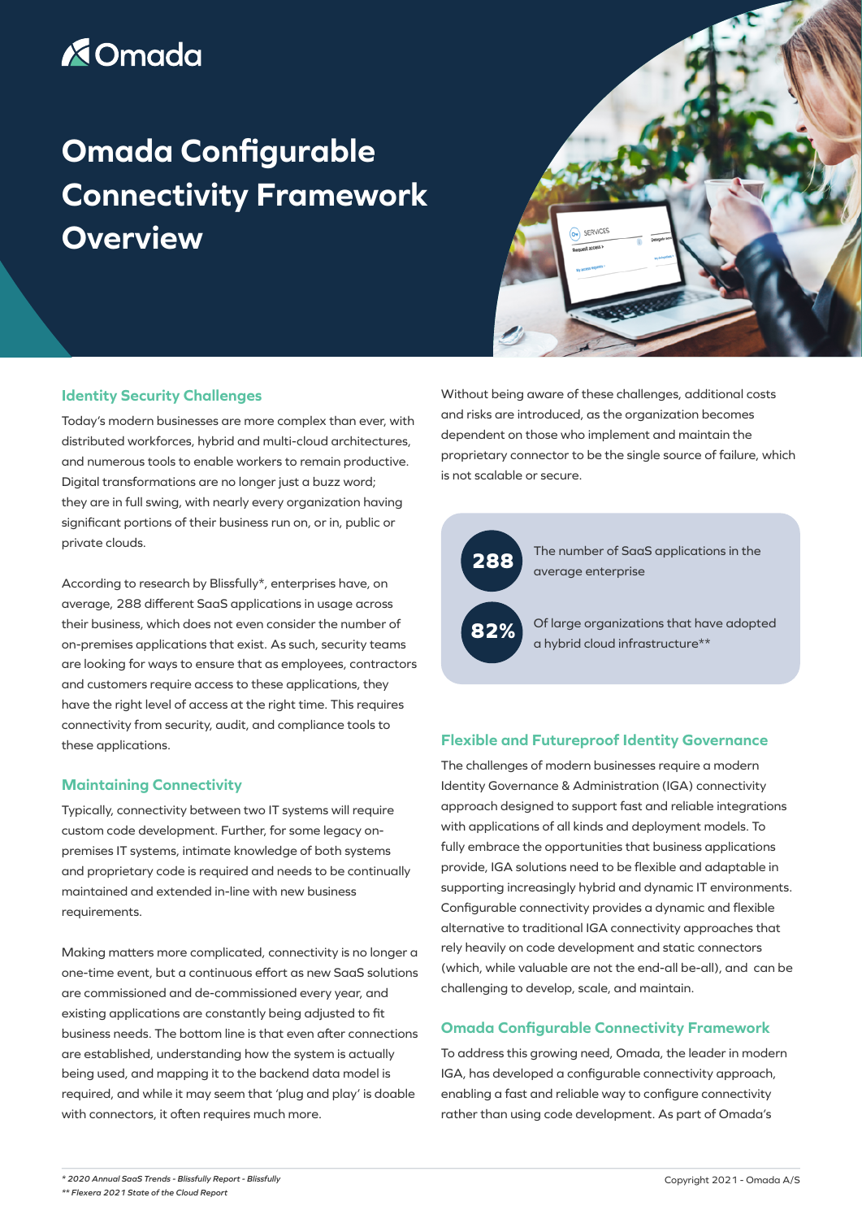# Omada Configurable Connectivity Framework Overview

## Identity Security Challenges

Today's modern businesses are more complex than ever, with distributed workforces, hybrid and multi-cloud architectures, and numerous tools to enable workers to remain productive. Digital transformations are no longer just a buzz word; they are in full swing, with nearly every organization having significant portions of their business run on, or in, public or private clouds.

According to research by Blissfully*, enterprises have, on average, 288 different SaaS applications in usage across their business, which does not even consider the number of on-premises applications that exist. As such, security teams are looking for ways to ensure that as employees, contractors and customers require access to these applications, they have the right level of access at the right time. This requires connectivity from security, audit, and compliance tools to these applications.

## Maintaining Connectivity

Typically, connectivity between two IT systems will require custom code development. Further, for some legacy on-premises IT systems, intimate knowledge of both systems and proprietary code is required and needs to be continually maintained and extended in-line with new business requirements.

Making matters more complicated, connectivity is no longer a one-time event, but a continuous effort as new SaaS solutions are commissioned and de-commissioned every year, and existing applications are constantly being adjusted to fit business needs. The bottom line is that even after connections are established, understanding how the system is actually being used, and mapping it to the backend data model is required, and while it may seem that 'plug and play' is doable with connectors, it often requires much more.

Without being aware of these challenges, additional costs and risks are introduced, as the organization becomes dependent on those who implement and maintain the proprietary connector to be the single source of failure, which is not scalable or secure.

**288** The number of SaaS applications in the average enterprise

**82%** Of large organizations that have adopted a hybrid cloud infrastructure**

## Flexible and Futureproof Identity Governance

The challenges of modern businesses require a modern Identity Governance & Administration (IGA) connectivity approach designed to support fast and reliable integrations with applications of all kinds and deployment models. To fully embrace the opportunities that business applications provide, IGA solutions need to be flexible and adaptable in supporting increasingly hybrid and dynamic IT environments. Configurable connectivity provides a dynamic and flexible alternative to traditional IGA connectivity approaches that rely heavily on code development and static connectors (which, while valuable are not the end-all be-all), and can be challenging to develop, scale, and maintain.

## Omada Configurable Connectivity Framework

To address this growing need, Omada, the leader in modern IGA, has developed a configurable connectivity approach, enabling a fast and reliable way to configure connectivity rather than using code development. As part of Omada's

*\* 2020 Annual SaaS Trends - Blissfully Report - Blissfully*

*\*\* Flexera 2021 State of the Cloud Report*

Copyright 2021 - Omada A/S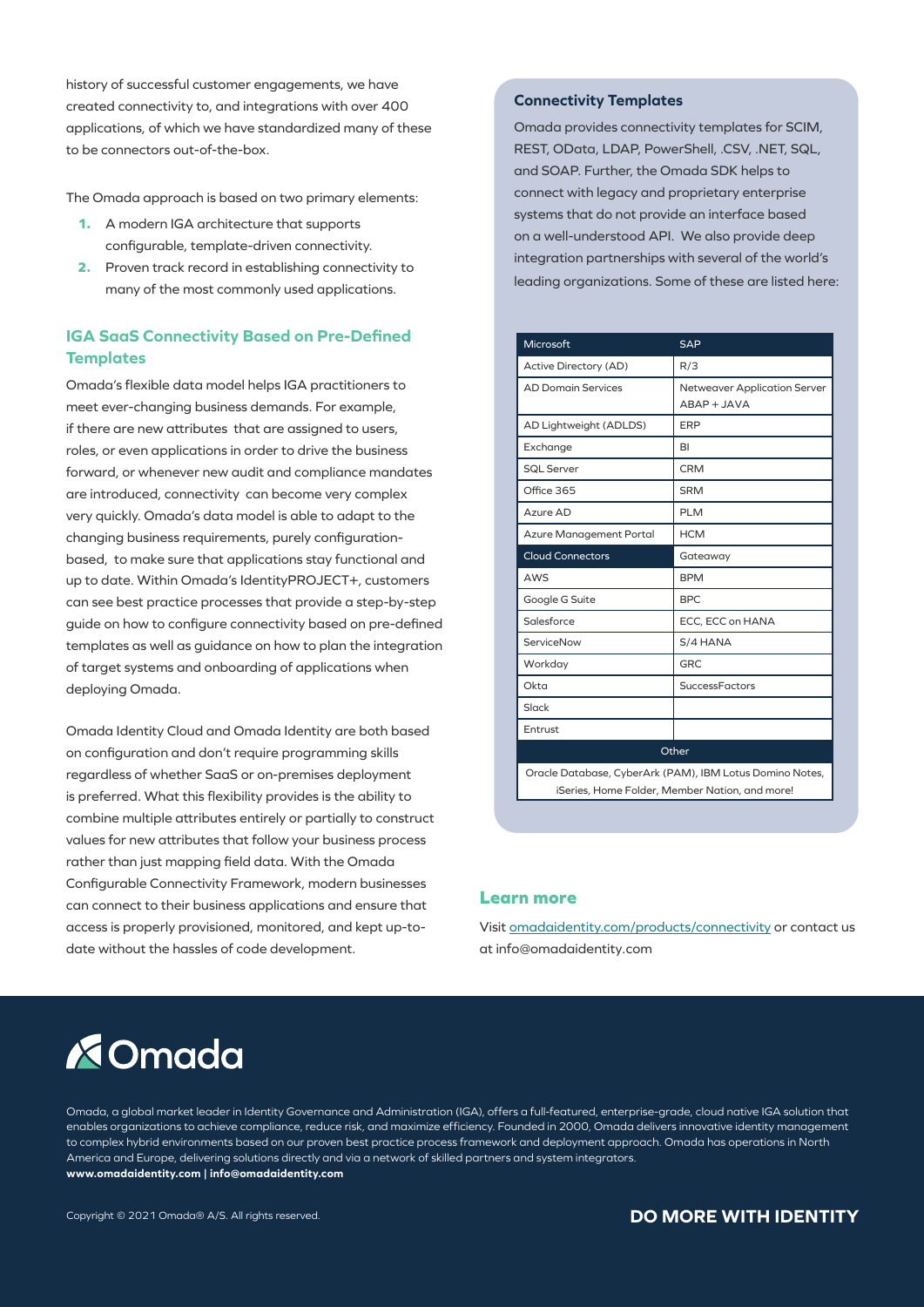history of successful customer engagements, we have created connectivity to, and integrations with over 400 applications, of which we have standardized many of these to be connectors out-of-the-box.

The Omada approach is based on two primary elements:

1. A modern IGA architecture that supports configurable, template-driven connectivity.
2. Proven track record in establishing connectivity to many of the most commonly used applications.

## IGA SaaS Connectivity Based on Pre-Defined Templates

Omada's flexible data model helps IGA practitioners to meet ever-changing business demands. For example, if there are new attributes that are assigned to users, roles, or even applications in order to drive the business forward, or whenever new audit and compliance mandates are introduced, connectivity can become very complex very quickly. Omada's data model is able to adapt to the changing business requirements, purely configuration-based, to make sure that applications stay functional and up to date. Within Omada's IdentityPROJECT+, customers can see best practice processes that provide a step-by-step guide on how to configure connectivity based on pre-defined templates as well as guidance on how to plan the integration of target systems and onboarding of applications when deploying Omada.

Omada Identity Cloud and Omada Identity are both based on configuration and don't require programming skills regardless of whether SaaS or on-premises deployment is preferred. What this flexibility provides is the ability to combine multiple attributes entirely or partially to construct values for new attributes that follow your business process rather than just mapping field data. With the Omada Configurable Connectivity Framework, modern businesses can connect to their business applications and ensure that access is properly provisioned, monitored, and kept up-to-date without the hassles of code development.

### Connectivity Templates

Omada provides connectivity templates for SCIM, REST, OData, LDAP, PowerShell, .CSV, .NET, SQL, and SOAP. Further, the Omada SDK helps to connect with legacy and proprietary enterprise systems that do not provide an interface based on a well-understood API. We also provide deep integration partnerships with several of the world's leading organizations. Some of these are listed here:

| Microsoft | SAP |
|---|---|
| Active Directory (AD) | R/3 |
| AD Domain Services | Netweaver Application Server ABAP + JAVA |
| AD Lightweight (ADLDS) | ERP |
| Exchange | BI |
| SQL Server | CRM |
| Office 365 | SRM |
| Azure AD | PLM |
| Azure Management Portal | HCM |
| **Cloud Connectors** | Gateaway |
| AWS | BPM |
| Google G Suite | BPC |
| Salesforce | ECC, ECC on HANA |
| ServiceNow | S/4 HANA |
| Workday | GRC |
| Okta | SuccessFactors |
| Slack | |
| Entrust | |
| **Other** | |
| Oracle Database, CyberArk (PAM), IBM Lotus Domino Notes, iSeries, Home Folder, Member Nation, and more! | |

## Learn more

Visit omadaidentity.com/products/connectivity or contact us at info@omadaidentity.com

Omada

Omada, a global market leader in Identity Governance and Administration (IGA), offers a full-featured, enterprise-grade, cloud native IGA solution that enables organizations to achieve compliance, reduce risk, and maximize efficiency. Founded in 2000, Omada delivers innovative identity management to complex hybrid environments based on our proven best practice process framework and deployment approach. Omada has operations in North America and Europe, delivering solutions directly and via a network of skilled partners and system integrators.
**www.omadaidentity.com | info@omadaidentity.com**

Copyright © 2021 Omada® A/S. All rights reserved.

**DO MORE WITH IDENTITY**